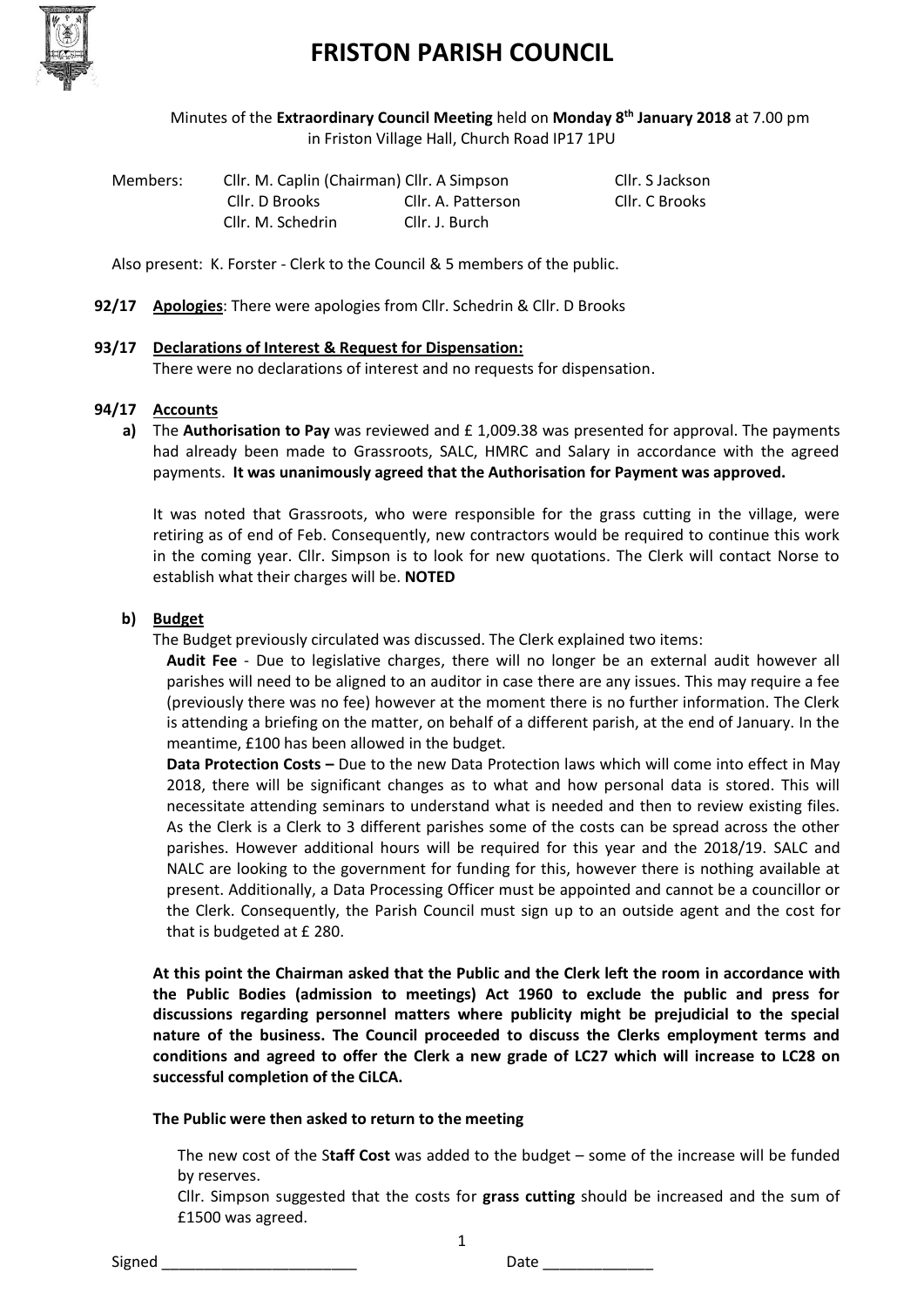# FRISTON PARISH COUNCIL

Minutes of the **Extraordinary Council Meeting** held on **Monday 8th January 2018** at 7.00 pm in Friston Village Hall, Church Road IP17 1PU

| Members: | Cllr. M. Caplin (Chairman) | Cllr. A Simpson | Cllr. S Jackson |
|---|---|---|---|
| | Cllr. D Brooks | Cllr. A. Patterson | Cllr. C Brooks |
| | Cllr. M. Schedrin | Cllr. J. Burch | |

Also present: K. Forster - Clerk to the Council & 5 members of the public.

**92/17** **Apologies**: There were apologies from Cllr. Schedrin & Cllr. D Brooks

**93/17** **Declarations of Interest & Request for Dispensation:**

There were no declarations of interest and no requests for dispensation.

**94/17** **Accounts**

**a)** The **Authorisation to Pay** was reviewed and £ 1,009.38 was presented for approval. The payments had already been made to Grassroots, SALC, HMRC and Salary in accordance with the agreed payments. **It was unanimously agreed that the Authorisation for Payment was approved.**

It was noted that Grassroots, who were responsible for the grass cutting in the village, were retiring as of end of Feb. Consequently, new contractors would be required to continue this work in the coming year. Cllr. Simpson is to look for new quotations. The Clerk will contact Norse to establish what their charges will be. **NOTED**

**b)** **Budget**

The Budget previously circulated was discussed. The Clerk explained two items:

**Audit Fee** - Due to legislative charges, there will no longer be an external audit however all parishes will need to be aligned to an auditor in case there are any issues. This may require a fee (previously there was no fee) however at the moment there is no further information. The Clerk is attending a briefing on the matter, on behalf of a different parish, at the end of January. In the meantime, £100 has been allowed in the budget.

**Data Protection Costs –** Due to the new Data Protection laws which will come into effect in May 2018, there will be significant changes as to what and how personal data is stored. This will necessitate attending seminars to understand what is needed and then to review existing files. As the Clerk is a Clerk to 3 different parishes some of the costs can be spread across the other parishes. However additional hours will be required for this year and the 2018/19. SALC and NALC are looking to the government for funding for this, however there is nothing available at present. Additionally, a Data Processing Officer must be appointed and cannot be a councillor or the Clerk. Consequently, the Parish Council must sign up to an outside agent and the cost for that is budgeted at £ 280.

**At this point the Chairman asked that the Public and the Clerk left the room in accordance with the Public Bodies (admission to meetings) Act 1960 to exclude the public and press for discussions regarding personnel matters where publicity might be prejudicial to the special nature of the business. The Council proceeded to discuss the Clerks employment terms and conditions and agreed to offer the Clerk a new grade of LC27 which will increase to LC28 on successful completion of the CiLCA.**

**The Public were then asked to return to the meeting**

The new cost of the S**taff Cost** was added to the budget – some of the increase will be funded by reserves.

Cllr. Simpson suggested that the costs for **grass cutting** should be increased and the sum of £1500 was agreed.

Signed \_\_\_\_\_\_\_\_\_\_\_\_\_\_\_\_\_\_\_\_\_\_\_ Date \_\_\_\_\_\_\_\_\_\_\_\_\_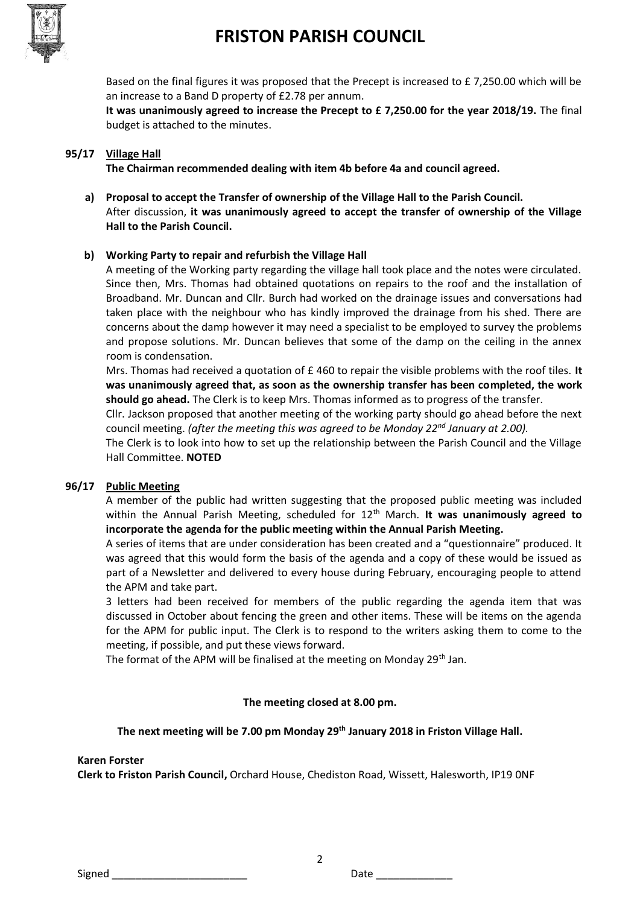Based on the final figures it was proposed that the Precept is increased to £ 7,250.00 which will be an increase to a Band D property of £2.78 per annum.
**It was unanimously agreed to increase the Precept to £ 7,250.00 for the year 2018/19.** The final budget is attached to the minutes.

**95/17 Village Hall**

**The Chairman recommended dealing with item 4b before 4a and council agreed.**

**a) Proposal to accept the Transfer of ownership of the Village Hall to the Parish Council.**
After discussion, **it was unanimously agreed to accept the transfer of ownership of the Village Hall to the Parish Council.**

**b) Working Party to repair and refurbish the Village Hall**
A meeting of the Working party regarding the village hall took place and the notes were circulated. Since then, Mrs. Thomas had obtained quotations on repairs to the roof and the installation of Broadband. Mr. Duncan and Cllr. Burch had worked on the drainage issues and conversations had taken place with the neighbour who has kindly improved the drainage from his shed. There are concerns about the damp however it may need a specialist to be employed to survey the problems and propose solutions. Mr. Duncan believes that some of the damp on the ceiling in the annex room is condensation.
Mrs. Thomas had received a quotation of £ 460 to repair the visible problems with the roof tiles. **It was unanimously agreed that, as soon as the ownership transfer has been completed, the work should go ahead.** The Clerk is to keep Mrs. Thomas informed as to progress of the transfer.
Cllr. Jackson proposed that another meeting of the working party should go ahead before the next council meeting. *(after the meeting this was agreed to be Monday 22nd January at 2.00).*
The Clerk is to look into how to set up the relationship between the Parish Council and the Village Hall Committee. **NOTED**

**96/17 Public Meeting**

A member of the public had written suggesting that the proposed public meeting was included within the Annual Parish Meeting, scheduled for 12th March. **It was unanimously agreed to incorporate the agenda for the public meeting within the Annual Parish Meeting.**
A series of items that are under consideration has been created and a "questionnaire" produced. It was agreed that this would form the basis of the agenda and a copy of these would be issued as part of a Newsletter and delivered to every house during February, encouraging people to attend the APM and take part.
3 letters had been received for members of the public regarding the agenda item that was discussed in October about fencing the green and other items. These will be items on the agenda for the APM for public input. The Clerk is to respond to the writers asking them to come to the meeting, if possible, and put these views forward.
The format of the APM will be finalised at the meeting on Monday 29th Jan.

**The meeting closed at 8.00 pm.**

**The next meeting will be 7.00 pm Monday 29th January 2018 in Friston Village Hall.**

**Karen Forster**
**Clerk to Friston Parish Council,** Orchard House, Chediston Road, Wissett, Halesworth, IP19 0NF

Signed _______________________ Date _____________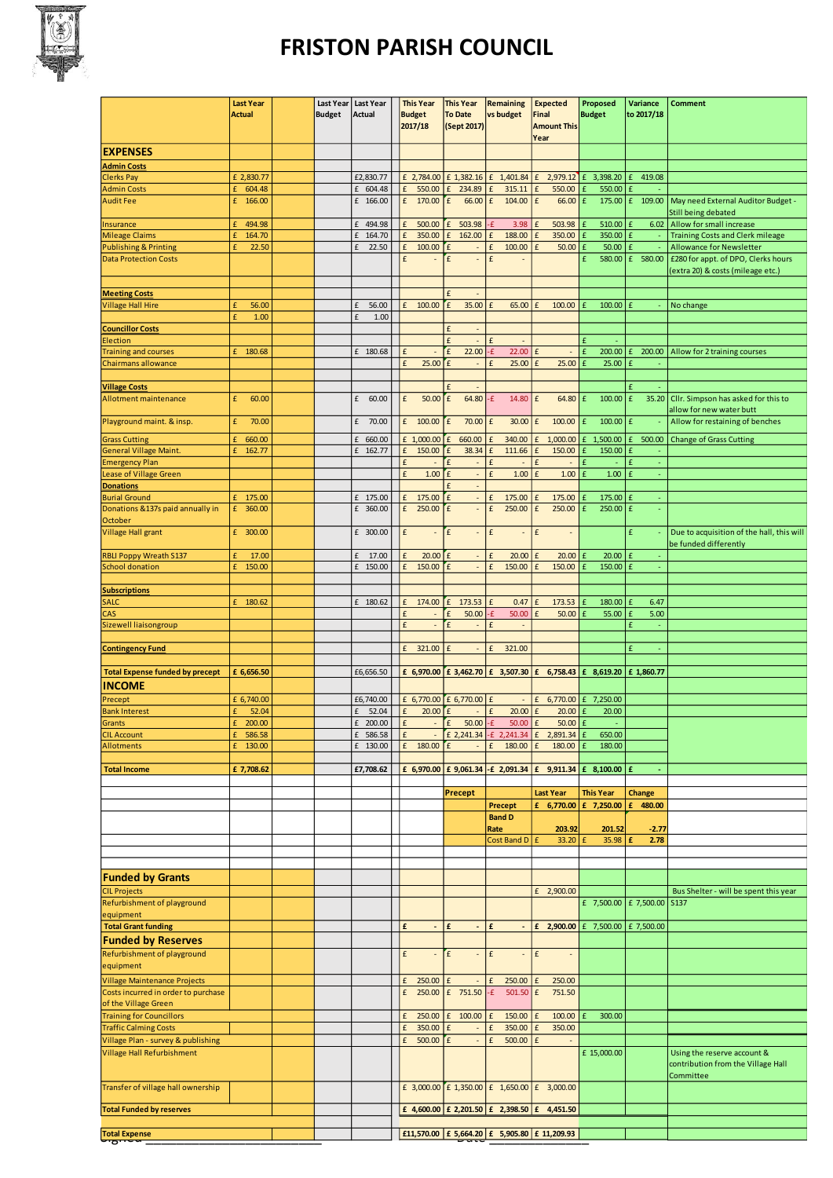# FRISTON PARISH COUNCIL

| | Last Year Actual | Last Year Budget | Last Year Actual | This Year Budget 2017/18 | This Year To Date (Sept 2017) | Remaining vs budget | Expected Final Amount This Year | Proposed Budget | Variance to 2017/18 | Comment |
|---|---|---|---|---|---|---|---|---|---|---|
| **EXPENSES** | | | | | | | | | | |
| **Admin Costs** | | | | | | | | | | |
| Clerks Pay | £ 2,830.77 | | £2,830.77 | £ 2,784.00 | £ 1,382.16 | £ 1,401.84 | £ 2,979.12 | £ 3,398.20 | £ 419.08 | |
| Admin Costs | £ 604.48 | | £ 604.48 | £ 550.00 | £ 234.89 | £ 315.11 | £ 550.00 | £ 550.00 | £ - | |
| Audit Fee | £ 166.00 | | £ 166.00 | £ 170.00 | £ 66.00 | £ 104.00 | £ 66.00 | £ 175.00 | £ 109.00 | May need External Auditor Budget - Still being debated |
| Insurance | £ 494.98 | | £ 494.98 | £ 500.00 | £ 503.98 | -£ 3.98 | £ 503.98 | £ 510.00 | £ 6.02 | Allow for small increase |
| Mileage Claims | £ 164.70 | | £ 164.70 | £ 350.00 | £ 162.00 | £ 188.00 | £ 350.00 | £ 350.00 | £ - | Training Costs and Clerk mileage |
| Publishing & Printing | £ 22.50 | | £ 22.50 | £ 100.00 | £ - | £ 100.00 | £ 50.00 | £ 50.00 | £ - | Allowance for Newsletter |
| Data Protection Costs | | | | £ - | £ - | £ - | | £ 580.00 | £ 580.00 | £280 for appt. of DPO, Clerks hours (extra 20) & costs (mileage etc.) |
| **Meeting Costs** | | | | | £ - | | | | | |
| Village Hall Hire | £ 56.00 | | £ 56.00 | £ 100.00 | £ 35.00 | £ 65.00 | £ 100.00 | £ 100.00 | £ - | No change |
| | £ 1.00 | | £ 1.00 | | | | | | | |
| **Councillor Costs** | | | | | £ - | | | | | |
| Election | | | | | £ - | £ - | | £ - | | |
| Training and courses | £ 180.68 | | £ 180.68 | £ - | £ 22.00 | -£ 22.00 | £ - | £ 200.00 | £ 200.00 | Allow for 2 training courses |
| Chairmans allowance | | | | £ 25.00 | £ - | £ 25.00 | £ 25.00 | £ 25.00 | £ - | |
| **Village Costs** | | | | | £ - | | | | £ - | |
| Allotment maintenance | £ 60.00 | | £ 60.00 | £ 50.00 | £ 64.80 | -£ 14.80 | £ 64.80 | £ 100.00 | £ 35.20 | Cllr. Simpson has asked for this to allow for new water butt |
| Playground maint. & insp. | £ 70.00 | | £ 70.00 | £ 100.00 | £ 70.00 | £ 30.00 | £ 100.00 | £ 100.00 | £ - | Allow for restaining of benches |
| Grass Cutting | £ 660.00 | | £ 660.00 | £ 1,000.00 | £ 660.00 | £ 340.00 | £ 1,000.00 | £ 1,500.00 | £ 500.00 | Change of Grass Cutting |
| General Village Maint. | £ 162.77 | | £ 162.77 | £ 150.00 | £ 38.34 | £ 111.66 | £ 150.00 | £ 150.00 | £ - | |
| Emergency Plan | | | | £ - | £ - | £ - | £ - | £ - | £ - | |
| Lease of Village Green | | | | £ 1.00 | £ - | £ 1.00 | £ 1.00 | £ 1.00 | £ - | |
| **Donations** | | | | | £ - | | | | | |
| Burial Ground | £ 175.00 | | £ 175.00 | £ 175.00 | £ - | £ 175.00 | £ 175.00 | £ 175.00 | £ - | |
| Donations &137s paid annually in October | £ 360.00 | | £ 360.00 | £ 250.00 | £ - | £ 250.00 | £ 250.00 | £ 250.00 | £ - | |
| Village Hall grant | £ 300.00 | | £ 300.00 | £ - | £ - | £ - | £ - | | £ - | Due to acquisition of the hall, this will be funded differently |
| RBLI Poppy Wreath S137 | £ 17.00 | | £ 17.00 | £ 20.00 | £ - | £ 20.00 | £ 20.00 | £ 20.00 | £ - | |
| School donation | £ 150.00 | | £ 150.00 | £ 150.00 | £ - | £ 150.00 | £ 150.00 | £ 150.00 | £ - | |
| **Subscriptions** | | | | | | | | | | |
| SALC | £ 180.62 | | £ 180.62 | £ 174.00 | £ 173.53 | £ 0.47 | £ 173.53 | £ 180.00 | £ 6.47 | |
| CAS | | | | £ - | £ 50.00 | -£ 50.00 | £ 50.00 | £ 55.00 | £ 5.00 | |
| Sizewell liaisongroup | | | | £ - | £ - | £ - | | | £ - | |
| **Contingency Fund** | | | | £ 321.00 | £ - | £ 321.00 | | | £ - | |
| **Total Expense funded by precept** | **£ 6,656.50** | | **£6,656.50** | **£ 6,970.00** | **£ 3,462.70** | **£ 3,507.30** | **£ 6,758.43** | **£ 8,619.20** | **£ 1,860.77** | |
| **INCOME** | | | | | | | | | | |
| Precept | £ 6,740.00 | | £6,740.00 | £ 6,770.00 | £ 6,770.00 | £ - | £ 6,770.00 | £ 7,250.00 | | |
| Bank Interest | £ 52.04 | | £ 52.04 | £ 20.00 | £ - | £ 20.00 | £ 20.00 | £ 20.00 | | |
| Grants | £ 200.00 | | £ 200.00 | £ - | £ 50.00 | -£ 50.00 | £ 50.00 | £ - | | |
| CIL Account | £ 586.58 | | £ 586.58 | £ - | £ 2,241.34 | -£ 2,241.34 | £ 2,891.34 | £ 650.00 | | |
| Allotments | £ 130.00 | | £ 130.00 | £ 180.00 | £ - | £ 180.00 | £ 180.00 | £ 180.00 | | |
| **Total Income** | **£ 7,708.62** | | **£7,708.62** | **£ 6,970.00** | **£ 9,061.34** | **-£ 2,091.34** | **£ 9,911.34** | **£ 8,100.00** | **£ -** | |
| | | | | | **Precept** | | **Last Year** | **This Year** | **Change** | |
| | | | | | | **Precept** | **£ 6,770.00** | **£ 7,250.00** | **£ 480.00** | |
| | | | | | | **Band D Rate** | **203.92** | **201.52** | **-2.77** | |
| | | | | | | Cost Band D | £ 33.20 | £ 35.98 | **£ 2.78** | |
| **Funded by Grants** | | | | | | | | | | |
| CIL Projects | | | | | | | £ 2,900.00 | | | Bus Shelter - will be spent this year |
| Refurbishment of playground equipment | | | | | | | | £ 7,500.00 | £ 7,500.00 | S137 |
| **Total Grant funding** | | | | **£ -** | **£ -** | **£ -** | **£ 2,900.00** | £ 7,500.00 | £ 7,500.00 | |
| **Funded by Reserves** | | | | | | | | | | |
| Refurbishment of playground equipment | | | | £ - | £ - | £ - | £ - | | | |
| Village Maintenance Projects | | | | £ 250.00 | £ - | £ 250.00 | £ 250.00 | | | |
| Costs incurred in order to purchase of the Village Green | | | | £ 250.00 | £ 751.50 | -£ 501.50 | £ 751.50 | | | |
| Training for Councillors | | | | £ 250.00 | £ 100.00 | £ 150.00 | £ 100.00 | £ 300.00 | | |
| Traffic Calming Costs | | | | £ 350.00 | £ - | £ 350.00 | £ 350.00 | | | |
| Village Plan - survey & publishing | | | | £ 500.00 | £ - | £ 500.00 | £ - | | | |
| Village Hall Refurbishment | | | | | | | | £ 15,000.00 | | Using the reserve account & contribution from the Village Hall Committee |
| Transfer of village hall ownership | | | | £ 3,000.00 | £ 1,350.00 | £ 1,650.00 | £ 3,000.00 | | | |
| **Total Funded by reserves** | | | | **£ 4,600.00** | **£ 2,201.50** | **£ 2,398.50** | **£ 4,451.50** | | | |
| **Total Expense** | | | | **£11,570.00** | **£ 5,664.20** | **£ 5,905.80** | **£ 11,209.93** | | | |

Signed ______________________ Date ______________